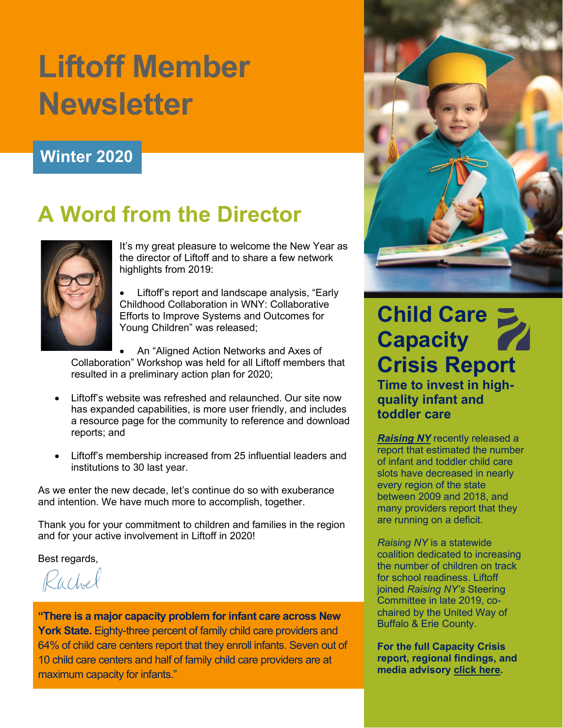# Liftoff Member Newsletter

**Winter 2020**

## A Word from the Director

It's my great pleasure to welcome the New Year as the director of Liftoff and to share a few network highlights from 2019:

- Liftoff's report and landscape analysis, "Early Childhood Collaboration in WNY: Collaborative Efforts to Improve Systems and Outcomes for Young Children" was released;
- An "Aligned Action Networks and Axes of Collaboration" Workshop was held for all Liftoff members that resulted in a preliminary action plan for 2020;
- Liftoff's website was refreshed and relaunched. Our site now has expanded capabilities, is more user friendly, and includes a resource page for the community to reference and download reports; and
- Liftoff's membership increased from 25 influential leaders and institutions to 30 last year.

As we enter the new decade, let's continue do so with exuberance and intention. We have much more to accomplish, together.

Thank you for your commitment to children and families in the region and for your active involvement in Liftoff in 2020!

Best regards,

Rachel

**"There is a major capacity problem for infant care across New York State.** Eighty-three percent of family child care providers and 64% of child care centers report that they enroll infants. Seven out of 10 child care centers and half of family child care providers are at maximum capacity for infants."

## Child Care Capacity Crisis Report

### Time to invest in high-quality infant and toddler care

***Raising NY*** recently released a report that estimated the number of infant and toddler child care slots have decreased in nearly every region of the state between 2009 and 2018, and many providers report that they are running on a deficit.

*Raising NY* is a statewide coalition dedicated to increasing the number of children on track for school readiness. Liftoff joined *Raising NY's* Steering Committee in late 2019, co-chaired by the United Way of Buffalo & Erie County.

**For the full Capacity Crisis report, regional findings, and media advisory click here.**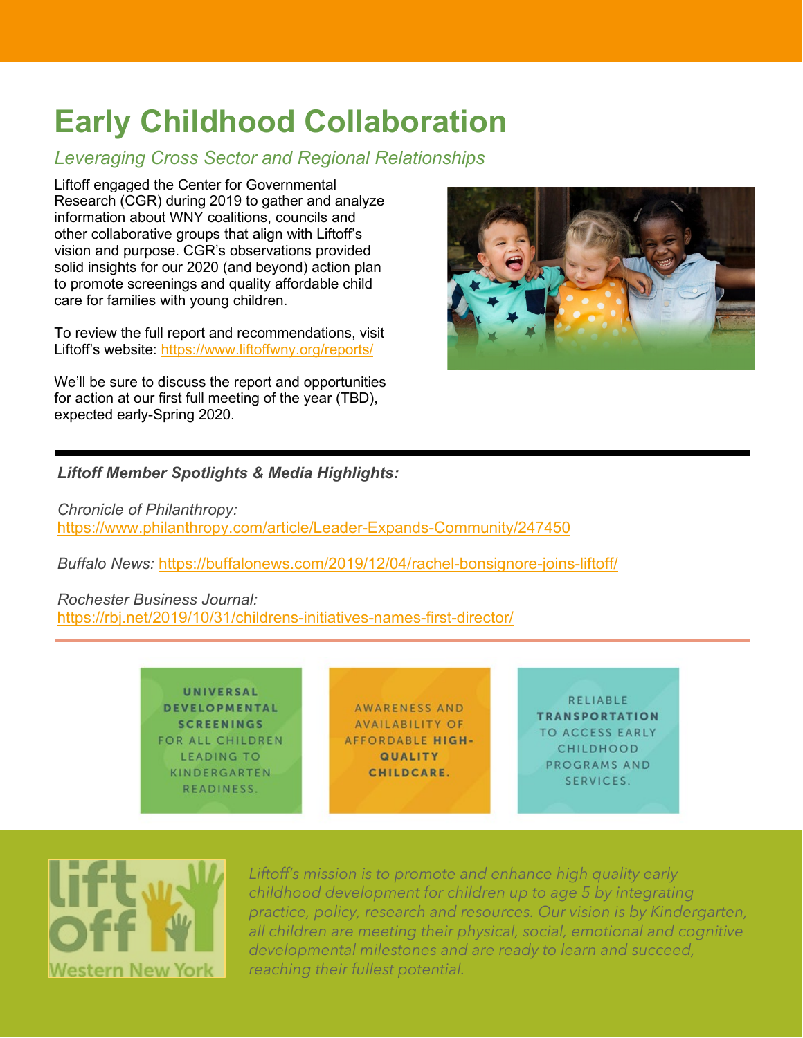# Early Childhood Collaboration

*Leveraging Cross Sector and Regional Relationships*

Liftoff engaged the Center for Governmental Research (CGR) during 2019 to gather and analyze information about WNY coalitions, councils and other collaborative groups that align with Liftoff's vision and purpose. CGR's observations provided solid insights for our 2020 (and beyond) action plan to promote screenings and quality affordable child care for families with young children.

To review the full report and recommendations, visit Liftoff's website: https://www.liftoffwny.org/reports/

We'll be sure to discuss the report and opportunities for action at our first full meeting of the year (TBD), expected early-Spring 2020.

***Liftoff Member Spotlights & Media Highlights:***

*Chronicle of Philanthropy:*
https://www.philanthropy.com/article/Leader-Expands-Community/247450

*Buffalo News:* https://buffalonews.com/2019/12/04/rachel-bonsignore-joins-liftoff/

*Rochester Business Journal:*
https://rbj.net/2019/10/31/childrens-initiatives-names-first-director/

**UNIVERSAL DEVELOPMENTAL SCREENINGS** FOR ALL CHILDREN LEADING TO KINDERGARTEN READINESS.

AWARENESS AND AVAILABILITY OF AFFORDABLE **HIGH-QUALITY CHILDCARE.**

RELIABLE **TRANSPORTATION** TO ACCESS EARLY CHILDHOOD PROGRAMS AND SERVICES.

lift off Western New York

*Liftoff's mission is to promote and enhance high quality early childhood development for children up to age 5 by integrating practice, policy, research and resources. Our vision is by Kindergarten, all children are meeting their physical, social, emotional and cognitive developmental milestones and are ready to learn and succeed, reaching their fullest potential.*